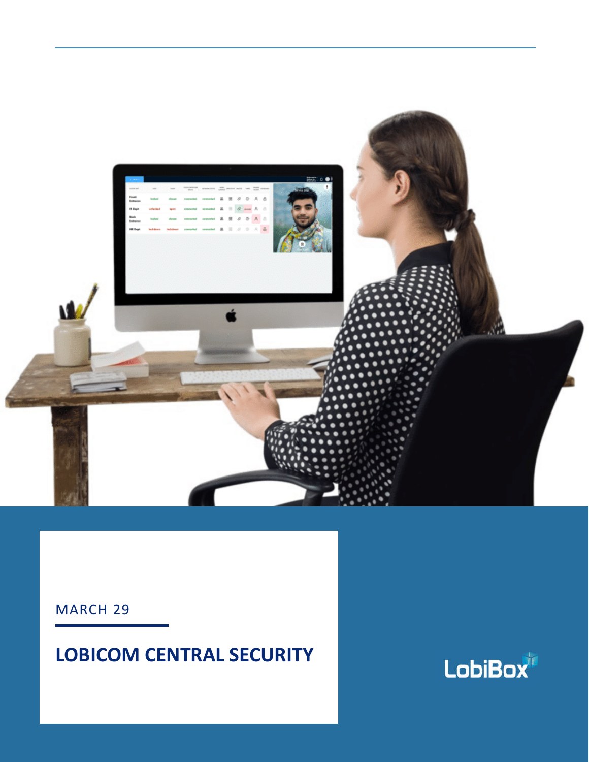MARCH 29

# LOBICOM CENTRAL SECURITY

LobiBox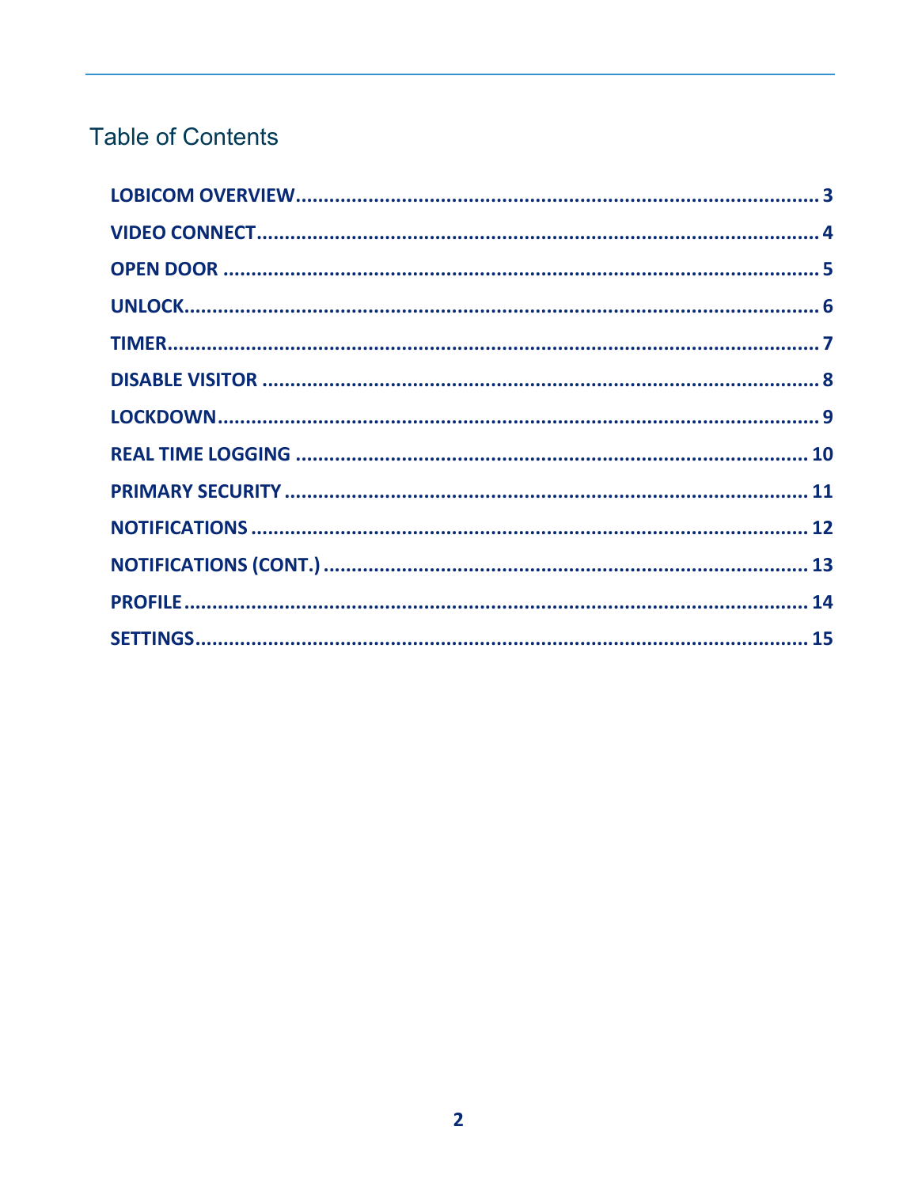# Table of Contents

- LOBICOM OVERVIEW ... 3
- VIDEO CONNECT ... 4
- OPEN DOOR ... 5
- UNLOCK ... 6
- TIMER ... 7
- DISABLE VISITOR ... 8
- LOCKDOWN ... 9
- REAL TIME LOGGING ... 10
- PRIMARY SECURITY ... 11
- NOTIFICATIONS ... 12
- NOTIFICATIONS (CONT.) ... 13
- PROFILE ... 14
- SETTINGS ... 15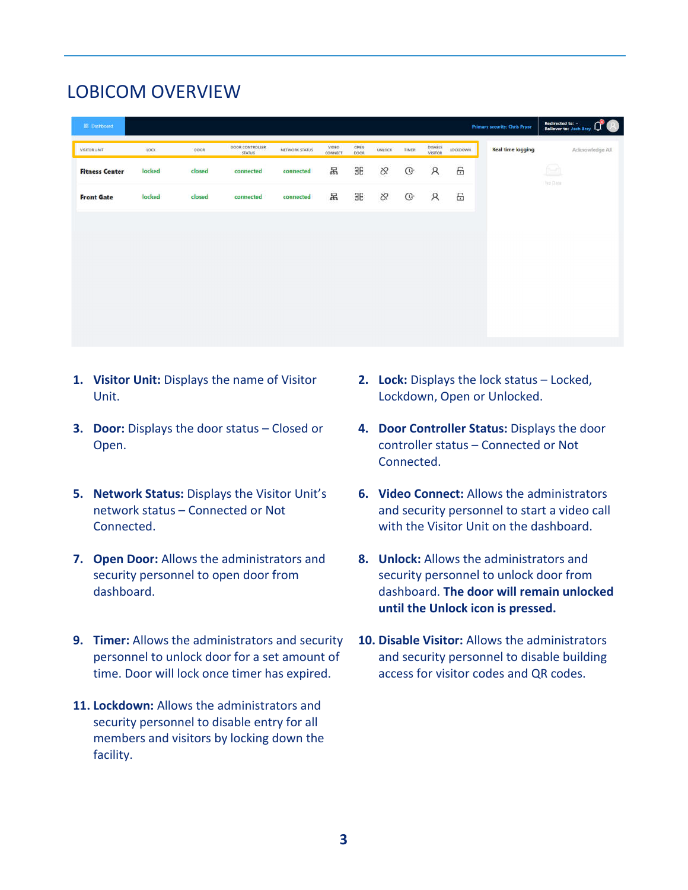# LOBICOM OVERVIEW

| VISITOR UNIT | LOCK | DOOR | DOOR CONTROLLER STATUS | NETWORK STATUS | VIDEO CONNECT | OPEN DOOR | UNLOCK | TIMER | DISABLE VISITOR | LOCKDOWN |
|---|---|---|---|---|---|---|---|---|---|---|
| Fitness Center | locked | closed | connected | connected | | | | | | |
| Front Gate | locked | closed | connected | connected | | | | | | |

1. **Visitor Unit:** Displays the name of Visitor Unit.
2. **Lock:** Displays the lock status – Locked, Lockdown, Open or Unlocked.
3. **Door:** Displays the door status – Closed or Open.
4. **Door Controller Status:** Displays the door controller status – Connected or Not Connected.
5. **Network Status:** Displays the Visitor Unit's network status – Connected or Not Connected.
6. **Video Connect:** Allows the administrators and security personnel to start a video call with the Visitor Unit on the dashboard.
7. **Open Door:** Allows the administrators and security personnel to open door from dashboard.
8. **Unlock:** Allows the administrators and security personnel to unlock door from dashboard. **The door will remain unlocked until the Unlock icon is pressed.**
9. **Timer:** Allows the administrators and security personnel to unlock door for a set amount of time. Door will lock once timer has expired.
10. **Disable Visitor:** Allows the administrators and security personnel to disable building access for visitor codes and QR codes.
11. **Lockdown:** Allows the administrators and security personnel to disable entry for all members and visitors by locking down the facility.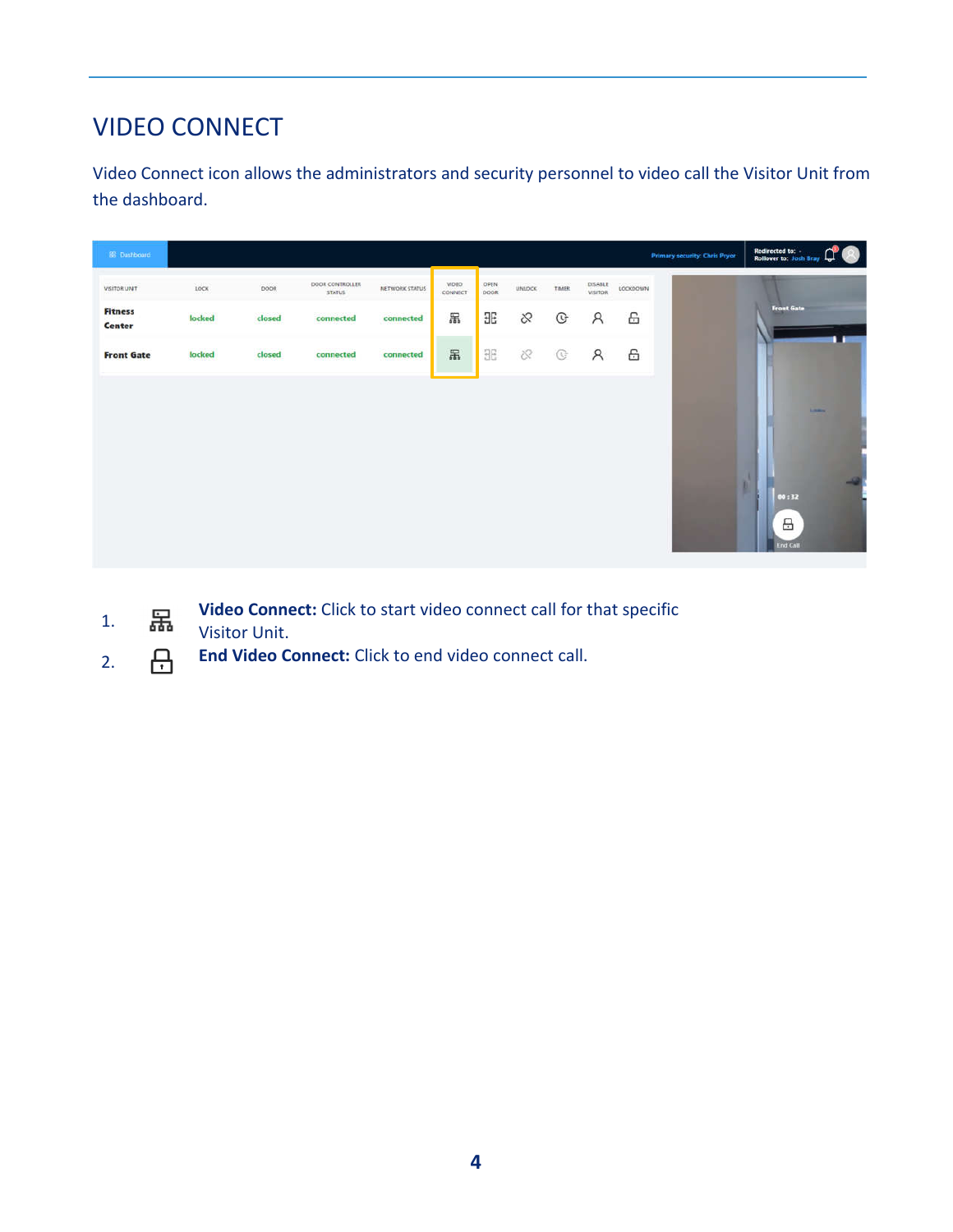# VIDEO CONNECT

Video Connect icon allows the administrators and security personnel to video call the Visitor Unit from the dashboard.

1. **Video Connect:** Click to start video connect call for that specific Visitor Unit.
2. **End Video Connect:** Click to end video connect call.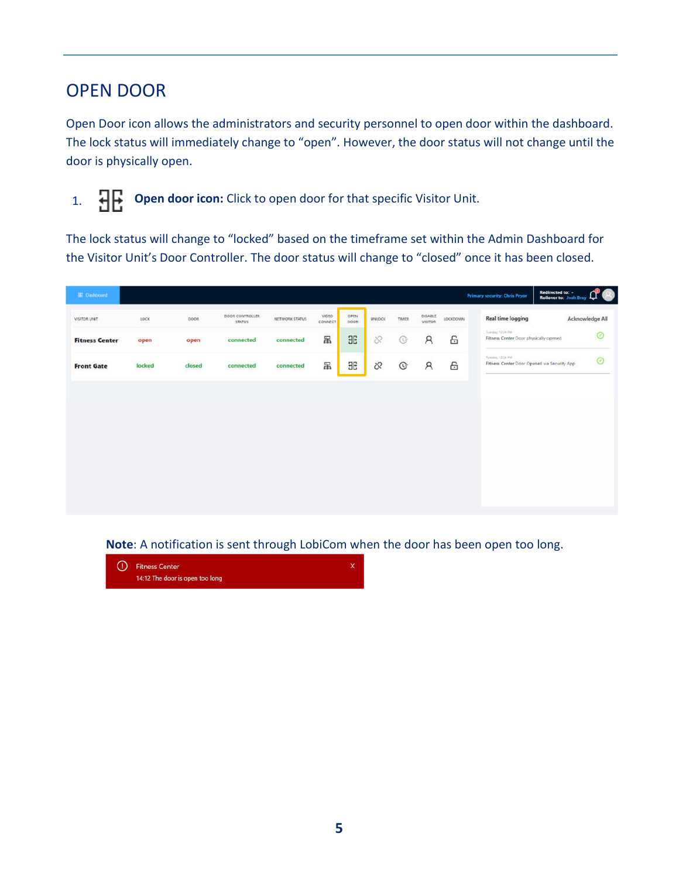# OPEN DOOR

Open Door icon allows the administrators and security personnel to open door within the dashboard. The lock status will immediately change to “open”. However, the door status will not change until the door is physically open.

1. **Open door icon:** Click to open door for that specific Visitor Unit.

The lock status will change to “locked” based on the timeframe set within the Admin Dashboard for the Visitor Unit’s Door Controller. The door status will change to “closed” once it has been closed.

**Note**: A notification is sent through LobiCom when the door has been open too long.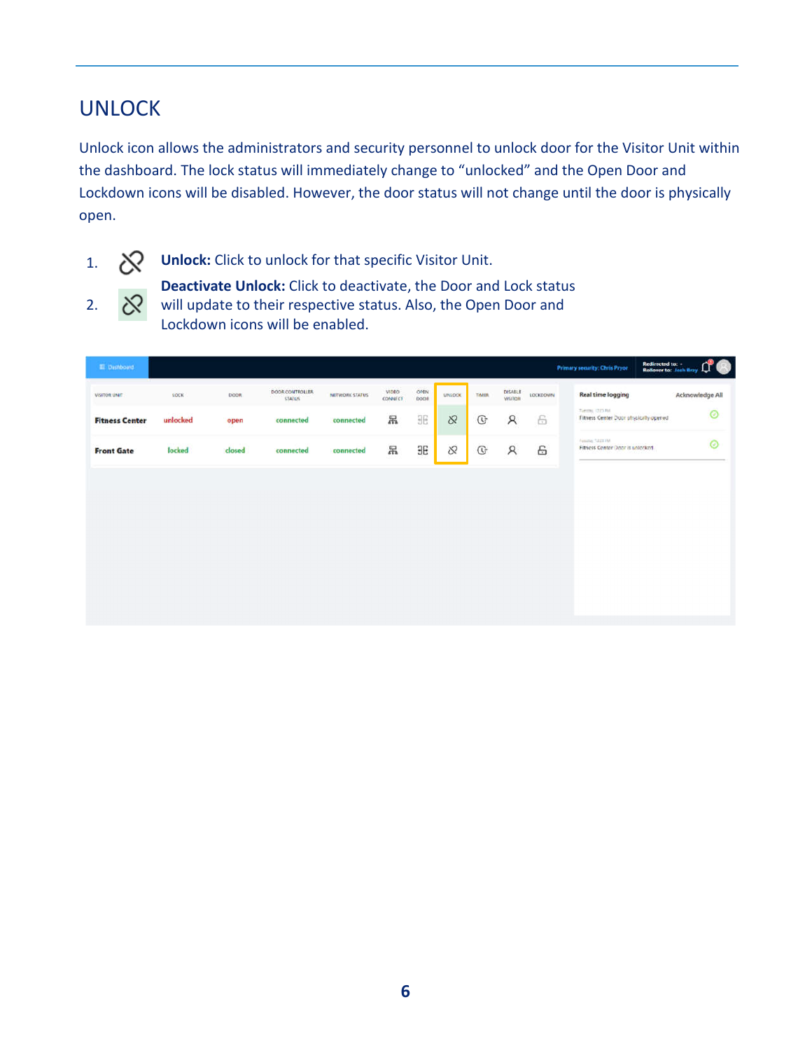# UNLOCK

Unlock icon allows the administrators and security personnel to unlock door for the Visitor Unit within the dashboard. The lock status will immediately change to “unlocked” and the Open Door and Lockdown icons will be disabled. However, the door status will not change until the door is physically open.

1. **Unlock:** Click to unlock for that specific Visitor Unit.
2. **Deactivate Unlock:** Click to deactivate, the Door and Lock status will update to their respective status. Also, the Open Door and Lockdown icons will be enabled.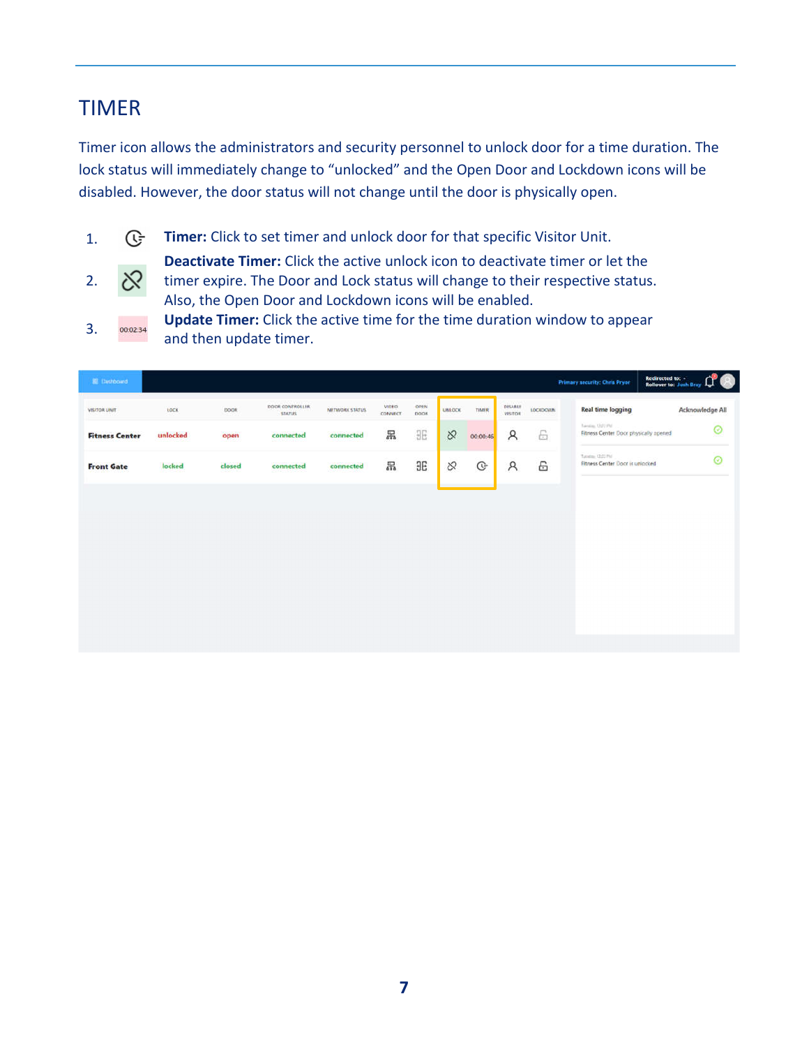## TIMER

Timer icon allows the administrators and security personnel to unlock door for a time duration. The lock status will immediately change to "unlocked" and the Open Door and Lockdown icons will be disabled. However, the door status will not change until the door is physically open.

1. **Timer:** Click to set timer and unlock door for that specific Visitor Unit.
2. **Deactivate Timer:** Click the active unlock icon to deactivate timer or let the timer expire. The Door and Lock status will change to their respective status. Also, the Open Door and Lockdown icons will be enabled.
3. 00:02:34 **Update Timer:** Click the active time for the time duration window to appear and then update timer.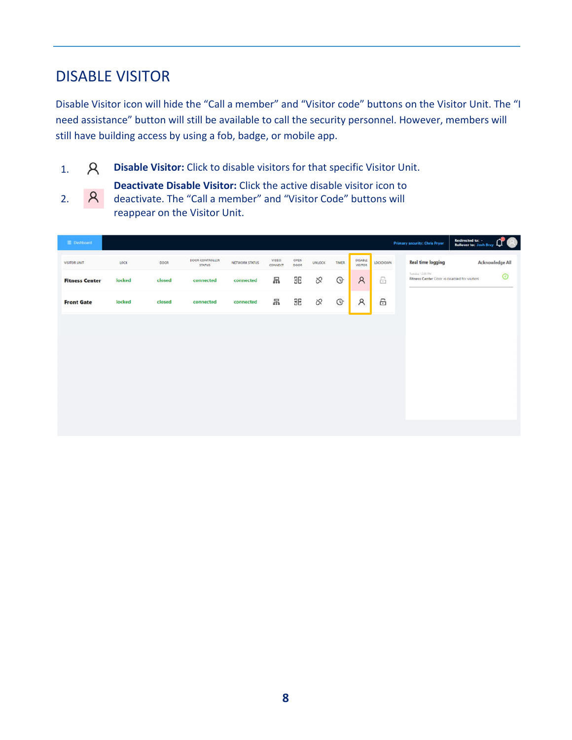## DISABLE VISITOR

Disable Visitor icon will hide the "Call a member" and "Visitor code" buttons on the Visitor Unit. The "I need assistance" button will still be available to call the security personnel. However, members will still have building access by using a fob, badge, or mobile app.

1. **Disable Visitor:** Click to disable visitors for that specific Visitor Unit.
2. **Deactivate Disable Visitor:** Click the active disable visitor icon to deactivate. The "Call a member" and "Visitor Code" buttons will reappear on the Visitor Unit.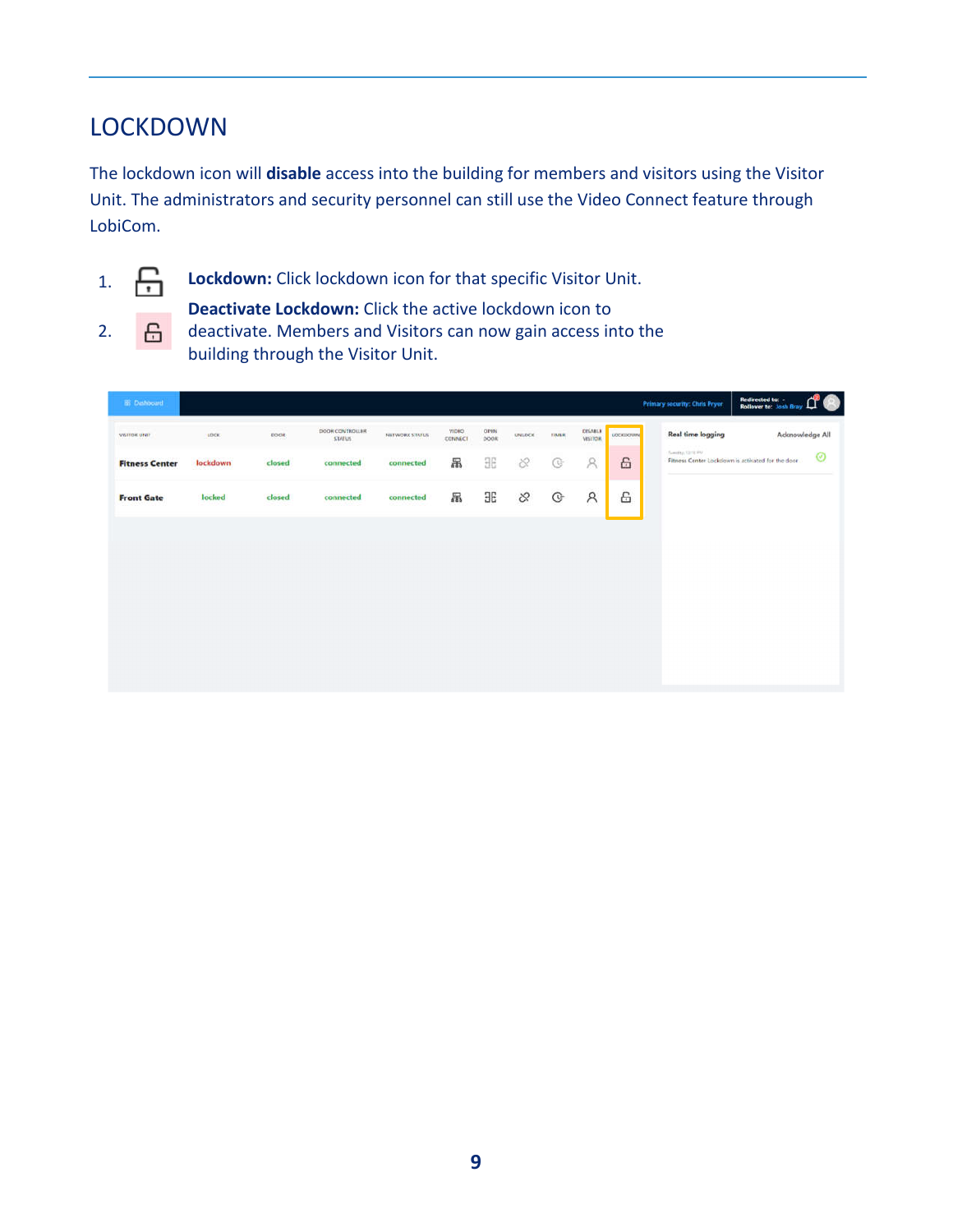## LOCKDOWN

The lockdown icon will **disable** access into the building for members and visitors using the Visitor Unit. The administrators and security personnel can still use the Video Connect feature through LobiCom.

1. **Lockdown:** Click lockdown icon for that specific Visitor Unit.
2. **Deactivate Lockdown:** Click the active lockdown icon to deactivate. Members and Visitors can now gain access into the building through the Visitor Unit.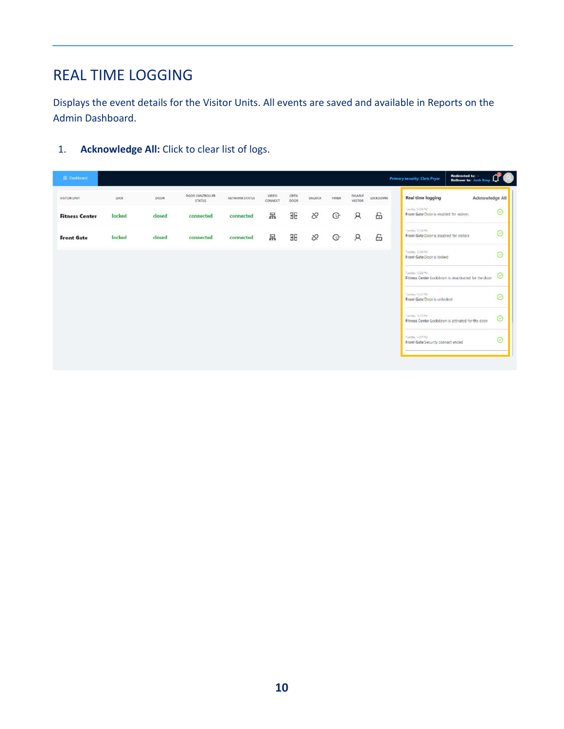# REAL TIME LOGGING

Displays the event details for the Visitor Units. All events are saved and available in Reports on the Admin Dashboard.

1. **Acknowledge All:** Click to clear list of logs.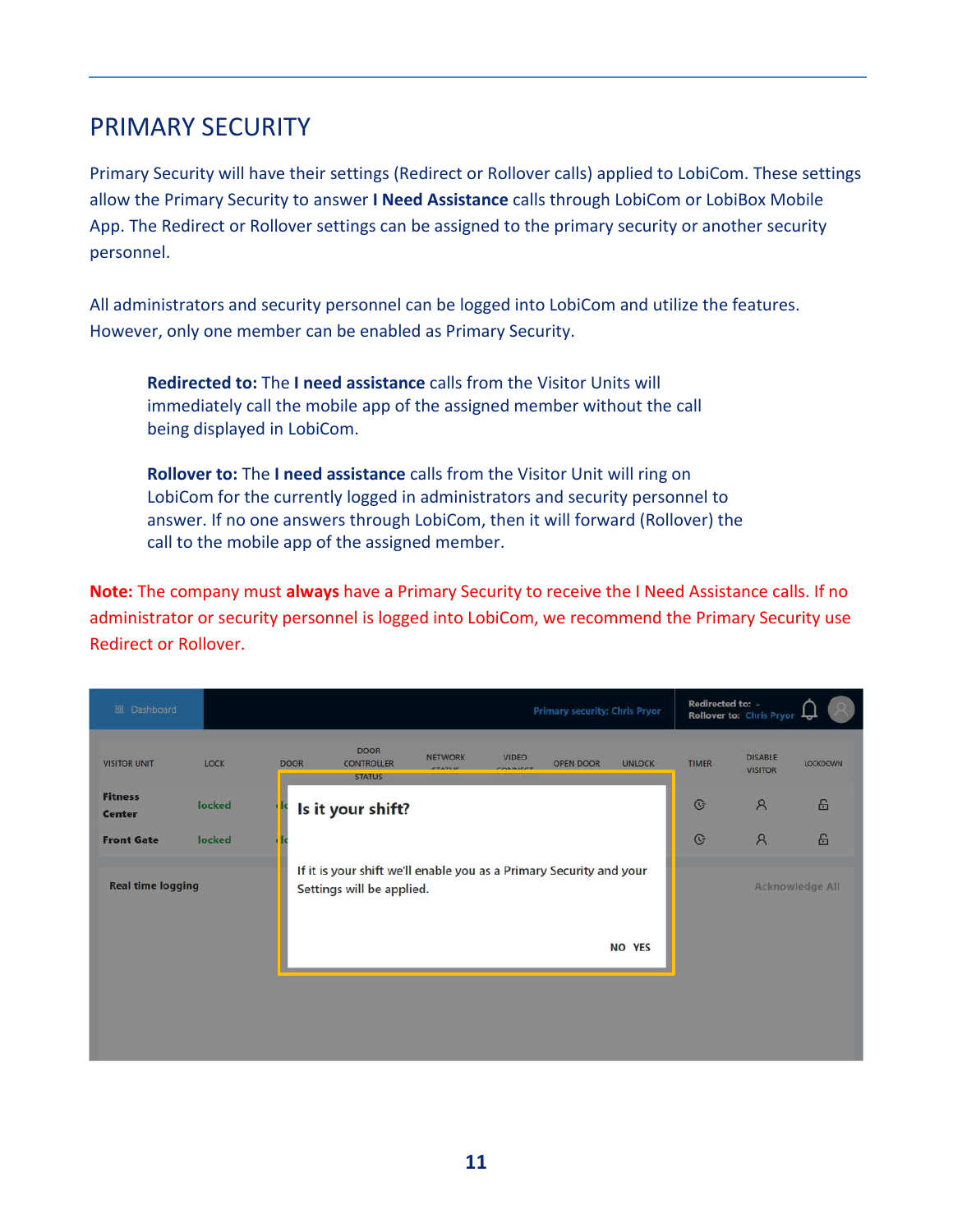# PRIMARY SECURITY

Primary Security will have their settings (Redirect or Rollover calls) applied to LobiCom. These settings allow the Primary Security to answer **I Need Assistance** calls through LobiCom or LobiBox Mobile App. The Redirect or Rollover settings can be assigned to the primary security or another security personnel.

All administrators and security personnel can be logged into LobiCom and utilize the features. However, only one member can be enabled as Primary Security.

> **Redirected to:** The **I need assistance** calls from the Visitor Units will immediately call the mobile app of the assigned member without the call being displayed in LobiCom.
>
> **Rollover to:** The **I need assistance** calls from the Visitor Unit will ring on LobiCom for the currently logged in administrators and security personnel to answer. If no one answers through LobiCom, then it will forward (Rollover) the call to the mobile app of the assigned member.

**Note:** The company must **always** have a Primary Security to receive the I Need Assistance calls. If no administrator or security personnel is logged into LobiCom, we recommend the Primary Security use Redirect or Rollover.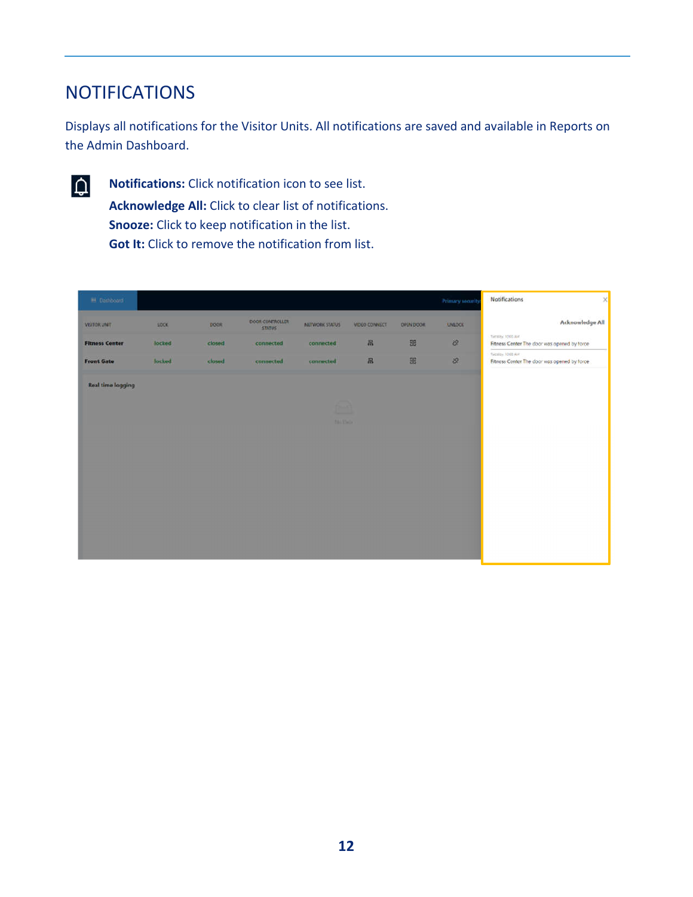# NOTIFICATIONS

Displays all notifications for the Visitor Units. All notifications are saved and available in Reports on the Admin Dashboard.

**Notifications:** Click notification icon to see list.
**Acknowledge All:** Click to clear list of notifications.
**Snooze:** Click to keep notification in the list.
**Got It:** Click to remove the notification from list.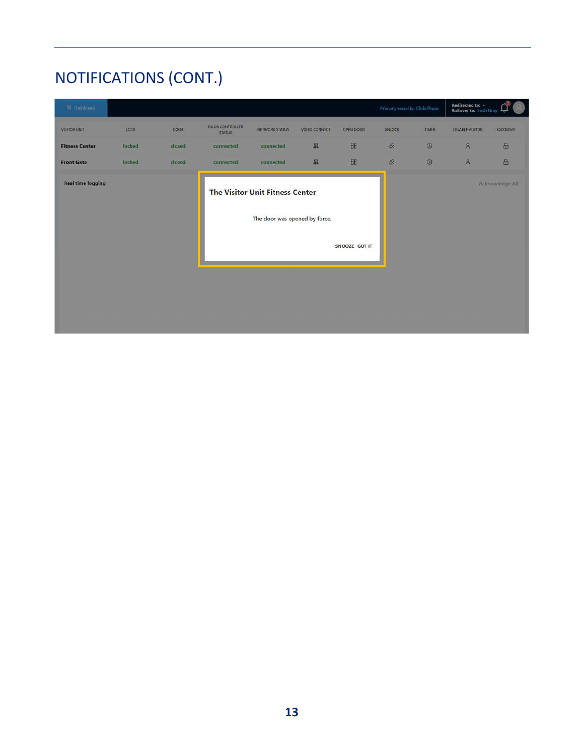# NOTIFICATIONS (CONT.)

Dashboard

Primary security: Chris Pryor

Redirected to: -
Rollover to: Josh Bray

| VISITOR UNIT | LOCK | DOOR | DOOR CONTROLLER STATUS | NETWORK STATUS | VIDEO CONNECT | OPEN DOOR | UNLOCK | TIMER | DISABLE VISITOR | LOCKDOWN |
|---|---|---|---|---|---|---|---|---|---|---|
| Fitness Center | locked | closed | connected | connected | | | | | | |
| Front Gate | locked | closed | connected | connected | | | | | | |

Real time logging

Acknowledge All

**The Visitor Unit Fitness Center**

The door was opened by force.

SNOOZE GOT IT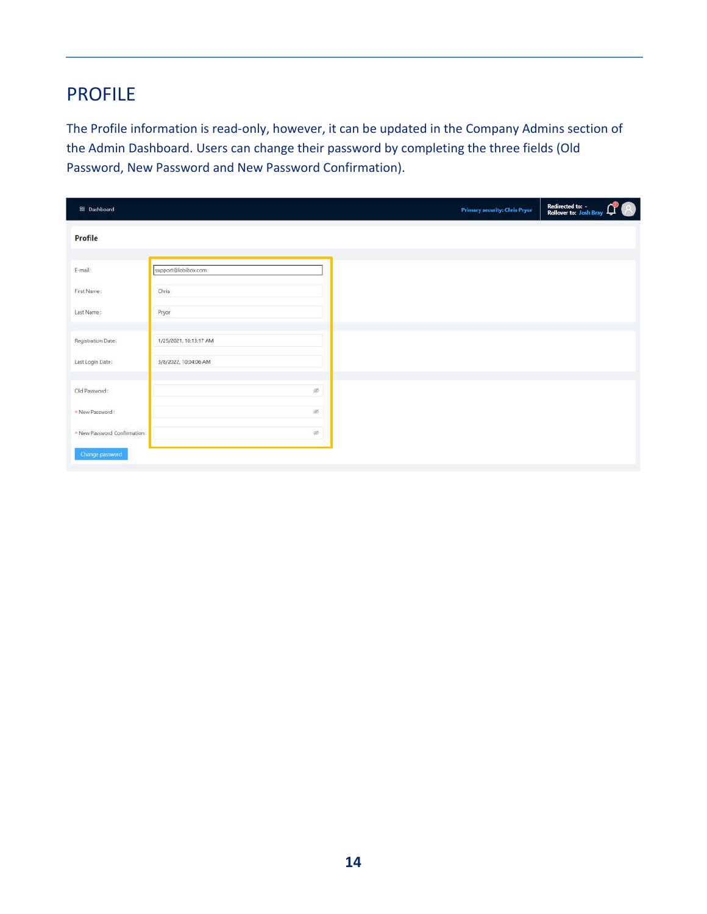# PROFILE

The Profile information is read-only, however, it can be updated in the Company Admins section of the Admin Dashboard. Users can change their password by completing the three fields (Old Password, New Password and New Password Confirmation).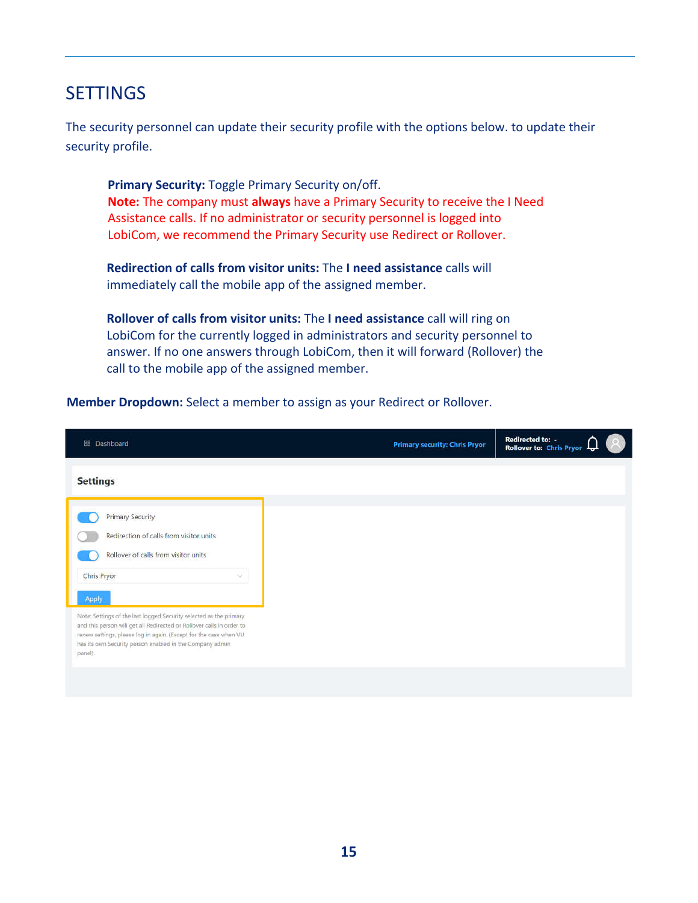## SETTINGS

The security personnel can update their security profile with the options below. to update their security profile.

**Primary Security:** Toggle Primary Security on/off.
**Note:** The company must **always** have a Primary Security to receive the I Need Assistance calls. If no administrator or security personnel is logged into LobiCom, we recommend the Primary Security use Redirect or Rollover.

**Redirection of calls from visitor units:** The **I need assistance** calls will immediately call the mobile app of the assigned member.

**Rollover of calls from visitor units:** The **I need assistance** call will ring on LobiCom for the currently logged in administrators and security personnel to answer. If no one answers through LobiCom, then it will forward (Rollover) the call to the mobile app of the assigned member.

**Member Dropdown:** Select a member to assign as your Redirect or Rollover.

Dashboard

Primary security: Chris Pryor

Redirected to: -
Rollover to: Chris Pryor

Settings

Primary Security

Redirection of calls from visitor units

Rollover of calls from visitor units

Chris Pryor

Apply

Note: Settings of the last logged Security selected as the primary and this person will get all Redirected or Rollover calls in order to renew settings, please log in again. (Except for the case when VU has its own Security person enabled in the Company admin panel).